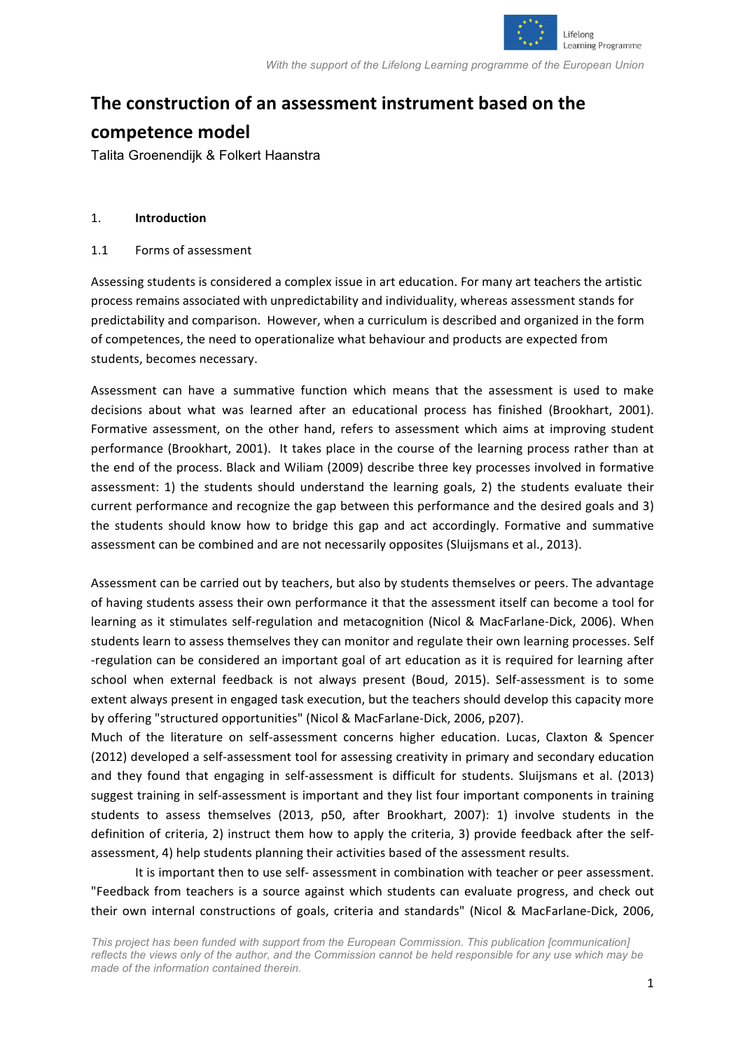# The construction of an assessment instrument based on the competence model

Talita Groenendijk & Folkert Haanstra

## 1. Introduction

### 1.1 Forms of assessment

Assessing students is considered a complex issue in art education. For many art teachers the artistic process remains associated with unpredictability and individuality, whereas assessment stands for predictability and comparison. However, when a curriculum is described and organized in the form of competences, the need to operationalize what behaviour and products are expected from students, becomes necessary.

Assessment can have a summative function which means that the assessment is used to make decisions about what was learned after an educational process has finished (Brookhart, 2001). Formative assessment, on the other hand, refers to assessment which aims at improving student performance (Brookhart, 2001). It takes place in the course of the learning process rather than at the end of the process. Black and Wiliam (2009) describe three key processes involved in formative assessment: 1) the students should understand the learning goals, 2) the students evaluate their current performance and recognize the gap between this performance and the desired goals and 3) the students should know how to bridge this gap and act accordingly. Formative and summative assessment can be combined and are not necessarily opposites (Sluijsmans et al., 2013).

Assessment can be carried out by teachers, but also by students themselves or peers. The advantage of having students assess their own performance it that the assessment itself can become a tool for learning as it stimulates self-regulation and metacognition (Nicol & MacFarlane-Dick, 2006). When students learn to assess themselves they can monitor and regulate their own learning processes. Self -regulation can be considered an important goal of art education as it is required for learning after school when external feedback is not always present (Boud, 2015). Self-assessment is to some extent always present in engaged task execution, but the teachers should develop this capacity more by offering "structured opportunities" (Nicol & MacFarlane-Dick, 2006, p207).

Much of the literature on self-assessment concerns higher education. Lucas, Claxton & Spencer (2012) developed a self-assessment tool for assessing creativity in primary and secondary education and they found that engaging in self-assessment is difficult for students. Sluijsmans et al. (2013) suggest training in self-assessment is important and they list four important components in training students to assess themselves (2013, p50, after Brookhart, 2007): 1) involve students in the definition of criteria, 2) instruct them how to apply the criteria, 3) provide feedback after the self-assessment, 4) help students planning their activities based of the assessment results.

It is important then to use self- assessment in combination with teacher or peer assessment. "Feedback from teachers is a source against which students can evaluate progress, and check out their own internal constructions of goals, criteria and standards" (Nicol & MacFarlane-Dick, 2006,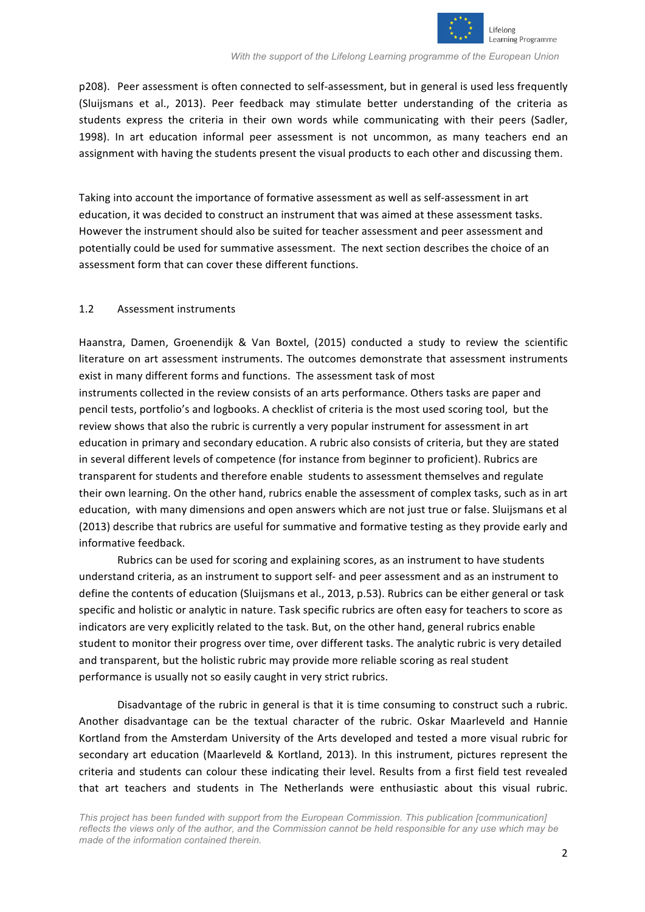p208). Peer assessment is often connected to self-assessment, but in general is used less frequently (Sluijsmans et al., 2013). Peer feedback may stimulate better understanding of the criteria as students express the criteria in their own words while communicating with their peers (Sadler, 1998). In art education informal peer assessment is not uncommon, as many teachers end an assignment with having the students present the visual products to each other and discussing them.

Taking into account the importance of formative assessment as well as self-assessment in art education, it was decided to construct an instrument that was aimed at these assessment tasks. However the instrument should also be suited for teacher assessment and peer assessment and potentially could be used for summative assessment. The next section describes the choice of an assessment form that can cover these different functions.

## 1.2 Assessment instruments

Haanstra, Damen, Groenendijk & Van Boxtel, (2015) conducted a study to review the scientific literature on art assessment instruments. The outcomes demonstrate that assessment instruments exist in many different forms and functions. The assessment task of most instruments collected in the review consists of an arts performance. Others tasks are paper and pencil tests, portfolio's and logbooks. A checklist of criteria is the most used scoring tool, but the review shows that also the rubric is currently a very popular instrument for assessment in art education in primary and secondary education. A rubric also consists of criteria, but they are stated in several different levels of competence (for instance from beginner to proficient). Rubrics are transparent for students and therefore enable students to assessment themselves and regulate their own learning. On the other hand, rubrics enable the assessment of complex tasks, such as in art education, with many dimensions and open answers which are not just true or false. Sluijsmans et al (2013) describe that rubrics are useful for summative and formative testing as they provide early and informative feedback.

Rubrics can be used for scoring and explaining scores, as an instrument to have students understand criteria, as an instrument to support self- and peer assessment and as an instrument to define the contents of education (Sluijsmans et al., 2013, p.53). Rubrics can be either general or task specific and holistic or analytic in nature. Task specific rubrics are often easy for teachers to score as indicators are very explicitly related to the task. But, on the other hand, general rubrics enable student to monitor their progress over time, over different tasks. The analytic rubric is very detailed and transparent, but the holistic rubric may provide more reliable scoring as real student performance is usually not so easily caught in very strict rubrics.

Disadvantage of the rubric in general is that it is time consuming to construct such a rubric. Another disadvantage can be the textual character of the rubric. Oskar Maarleveld and Hannie Kortland from the Amsterdam University of the Arts developed and tested a more visual rubric for secondary art education (Maarleveld & Kortland, 2013). In this instrument, pictures represent the criteria and students can colour these indicating their level. Results from a first field test revealed that art teachers and students in The Netherlands were enthusiastic about this visual rubric.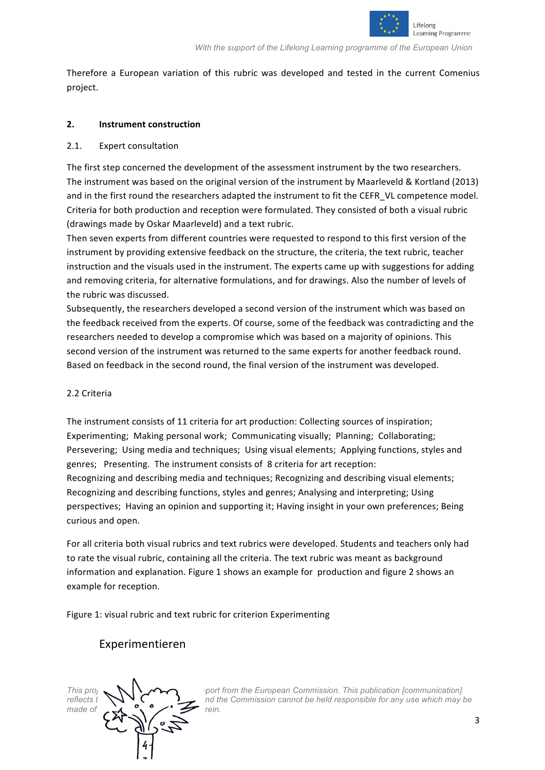Therefore a European variation of this rubric was developed and tested in the current Comenius project.

## 2. Instrument construction

### 2.1. Expert consultation

The first step concerned the development of the assessment instrument by the two researchers. The instrument was based on the original version of the instrument by Maarleveld & Kortland (2013) and in the first round the researchers adapted the instrument to fit the CEFR_VL competence model. Criteria for both production and reception were formulated. They consisted of both a visual rubric (drawings made by Oskar Maarleveld) and a text rubric.

Then seven experts from different countries were requested to respond to this first version of the instrument by providing extensive feedback on the structure, the criteria, the text rubric, teacher instruction and the visuals used in the instrument. The experts came up with suggestions for adding and removing criteria, for alternative formulations, and for drawings. Also the number of levels of the rubric was discussed.

Subsequently, the researchers developed a second version of the instrument which was based on the feedback received from the experts. Of course, some of the feedback was contradicting and the researchers needed to develop a compromise which was based on a majority of opinions. This second version of the instrument was returned to the same experts for another feedback round. Based on feedback in the second round, the final version of the instrument was developed.

### 2.2 Criteria

The instrument consists of 11 criteria for art production: Collecting sources of inspiration; Experimenting; Making personal work; Communicating visually; Planning; Collaborating; Persevering; Using media and techniques; Using visual elements; Applying functions, styles and genres; Presenting. The instrument consists of 8 criteria for art reception: Recognizing and describing media and techniques; Recognizing and describing visual elements; Recognizing and describing functions, styles and genres; Analysing and interpreting; Using perspectives; Having an opinion and supporting it; Having insight in your own preferences; Being curious and open.

For all criteria both visual rubrics and text rubrics were developed. Students and teachers only had to rate the visual rubric, containing all the criteria. The text rubric was meant as background information and explanation. Figure 1 shows an example for production and figure 2 shows an example for reception.

Figure 1: visual rubric and text rubric for criterion Experimenting

Experimentieren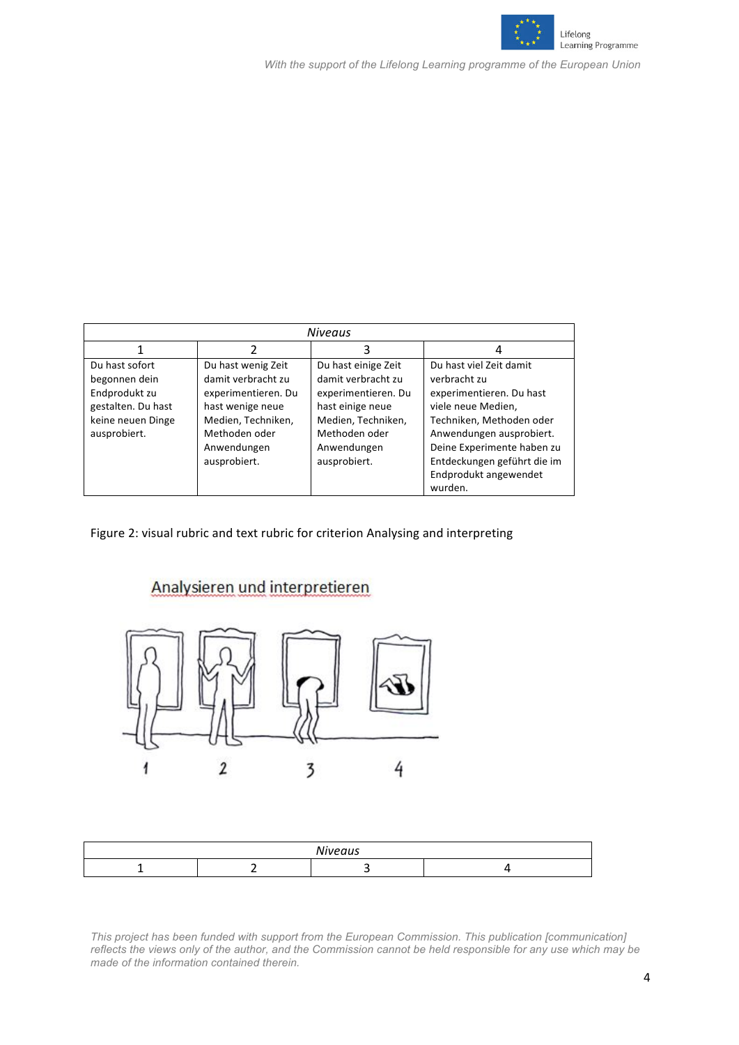| *Niveaus* | | | |
|---|---|---|---|
| 1 | 2 | 3 | 4 |
| Du hast sofort begonnen dein Endprodukt zu gestalten. Du hast keine neuen Dinge ausprobiert. | Du hast wenig Zeit damit verbracht zu experimentieren. Du hast wenige neue Medien, Techniken, Methoden oder Anwendungen ausprobiert. | Du hast einige Zeit damit verbracht zu experimentieren. Du hast einige neue Medien, Techniken, Methoden oder Anwendungen ausprobiert. | Du hast viel Zeit damit verbracht zu experimentieren. Du hast viele neue Medien, Techniken, Methoden oder Anwendungen ausprobiert. Deine Experimente haben zu Entdeckungen geführt die im Endprodukt angewendet wurden. |

Figure 2: visual rubric and text rubric for criterion Analysing and interpreting

Analysieren und interpretieren

1 2 3 4

| *Niveaus* | | | |
|---|---|---|---|
| 1 | 2 | 3 | 4 |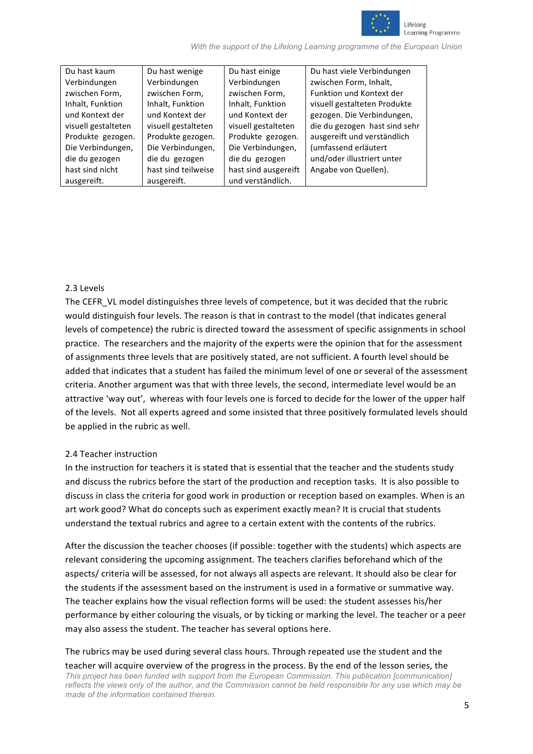| Du hast kaum Verbindungen zwischen Form, Inhalt, Funktion und Kontext der visuell gestalteten Produkte gezogen. Die Verbindungen, die du gezogen hast sind nicht ausgereift. | Du hast wenige Verbindungen zwischen Form, Inhalt, Funktion und Kontext der visuell gestalteten Produkte gezogen. Die Verbindungen, die du gezogen hast sind teilweise ausgereift. | Du hast einige Verbindungen zwischen Form, Inhalt, Funktion und Kontext der visuell gestalteten Produkte gezogen. Die Verbindungen, die du gezogen hast sind ausgereift und verständlich. | Du hast viele Verbindungen zwischen Form, Inhalt, Funktion und Kontext der visuell gestalteten Produkte gezogen. Die Verbindungen, die du gezogen hast sind sehr ausgereift und verständlich (umfassend erläutert und/oder illustriert unter Angabe von Quellen). |
|---|---|---|---|

### 2.3 Levels

The CEFR_VL model distinguishes three levels of competence, but it was decided that the rubric would distinguish four levels. The reason is that in contrast to the model (that indicates general levels of competence) the rubric is directed toward the assessment of specific assignments in school practice. The researchers and the majority of the experts were the opinion that for the assessment of assignments three levels that are positively stated, are not sufficient. A fourth level should be added that indicates that a student has failed the minimum level of one or several of the assessment criteria. Another argument was that with three levels, the second, intermediate level would be an attractive 'way out', whereas with four levels one is forced to decide for the lower of the upper half of the levels. Not all experts agreed and some insisted that three positively formulated levels should be applied in the rubric as well.

### 2.4 Teacher instruction

In the instruction for teachers it is stated that is essential that the teacher and the students study and discuss the rubrics before the start of the production and reception tasks. It is also possible to discuss in class the criteria for good work in production or reception based on examples. When is an art work good? What do concepts such as experiment exactly mean? It is crucial that students understand the textual rubrics and agree to a certain extent with the contents of the rubrics.

After the discussion the teacher chooses (if possible: together with the students) which aspects are relevant considering the upcoming assignment. The teachers clarifies beforehand which of the aspects/ criteria will be assessed, for not always all aspects are relevant. It should also be clear for the students if the assessment based on the instrument is used in a formative or summative way. The teacher explains how the visual reflection forms will be used: the student assesses his/her performance by either colouring the visuals, or by ticking or marking the level. The teacher or a peer may also assess the student. The teacher has several options here.

The rubrics may be used during several class hours. Through repeated use the student and the teacher will acquire overview of the progress in the process. By the end of the lesson series, the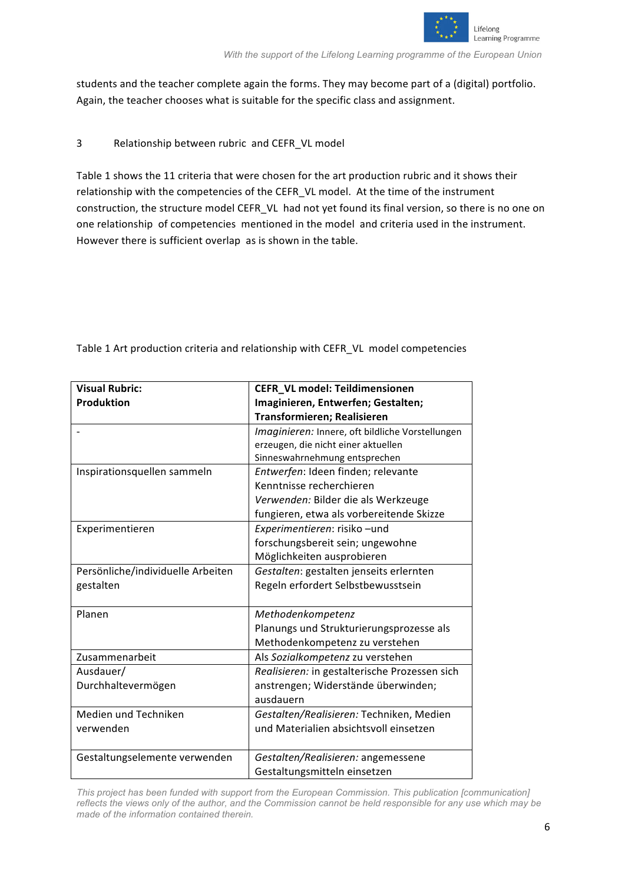students and the teacher complete again the forms. They may become part of a (digital) portfolio. Again, the teacher chooses what is suitable for the specific class and assignment.

## 3 Relationship between rubric and CEFR_VL model

Table 1 shows the 11 criteria that were chosen for the art production rubric and it shows their relationship with the competencies of the CEFR_VL model. At the time of the instrument construction, the structure model CEFR_VL had not yet found its final version, so there is no one on one relationship of competencies mentioned in the model and criteria used in the instrument. However there is sufficient overlap as is shown in the table.

Table 1 Art production criteria and relationship with CEFR_VL model competencies

| **Visual Rubric: Produktion** | **CEFR_VL model: Teildimensionen Imaginieren, Entwerfen; Gestalten; Transformieren; Realisieren** |
|---|---|
| - | *Imaginieren:* Innere, oft bildliche Vorstellungen erzeugen, die nicht einer aktuellen Sinneswahrnehmung entsprechen |
| Inspirationsquellen sammeln | *Entwerfen*: Ideen finden; relevante Kenntnisse recherchieren<br>*Verwenden:* Bilder die als Werkzeuge fungieren, etwa als vorbereitende Skizze |
| Experimentieren | *Experimentieren*: risiko –und forschungsbereit sein; ungewohne Möglichkeiten ausprobieren |
| Persönliche/individuelle Arbeiten gestalten | *Gestalten*: gestalten jenseits erlernten Regeln erfordert Selbstbewusstsein |
| Planen | *Methodenkompetenz*<br>Planungs und Strukturierungsprozesse als Methodenkompetenz zu verstehen |
| Zusammenarbeit | Als *Sozialkompetenz* zu verstehen |
| Ausdauer/ Durchhaltevermögen | *Realisieren:* in gestalterische Prozessen sich anstrengen; Widerstände überwinden; ausdauern |
| Medien und Techniken verwenden | *Gestalten/Realisieren:* Techniken, Medien und Materialien absichtsvoll einsetzen |
| Gestaltungselemente verwenden | *Gestalten/Realisieren:* angemessene Gestaltungsmitteln einsetzen |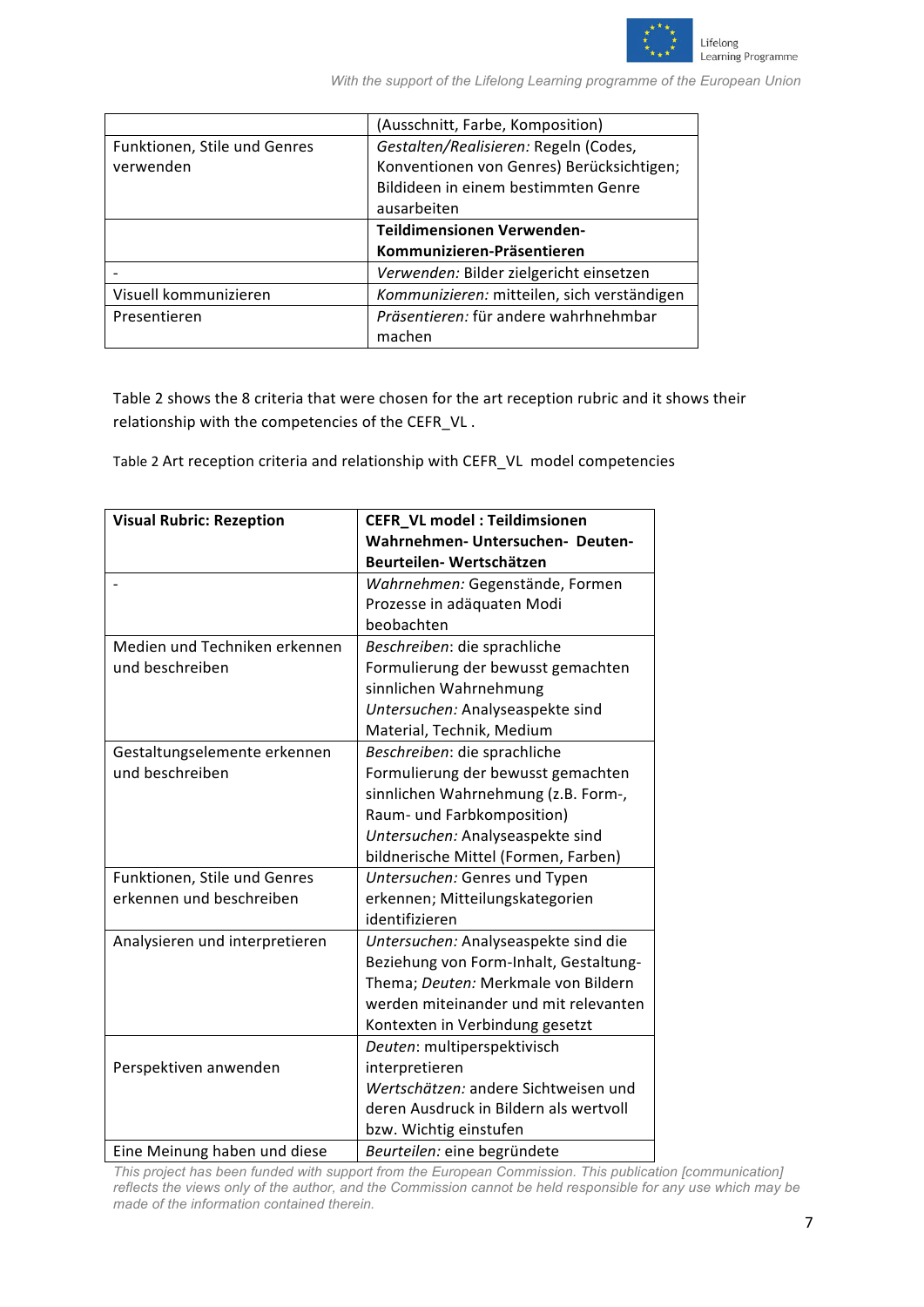| | (Ausschnitt, Farbe, Komposition) |
|---|---|
| Funktionen, Stile und Genres verwenden | *Gestalten/Realisieren:* Regeln (Codes, Konventionen von Genres) Berücksichtigen; Bildideen in einem bestimmten Genre ausarbeiten |
| | **Teildimensionen Verwenden-Kommunizieren-Präsentieren** |
| - | *Verwenden:* Bilder zielgericht einsetzen |
| Visuell kommunizieren | *Kommunizieren:* mitteilen, sich verständigen |
| Presentieren | *Präsentieren:* für andere wahrhnehmbar machen |

Table 2 shows the 8 criteria that were chosen for the art reception rubric and it shows their relationship with the competencies of the CEFR_VL .

Table 2 Art reception criteria and relationship with CEFR_VL model competencies

| **Visual Rubric: Rezeption** | **CEFR_VL model : Teildimsionen Wahrnehmen- Untersuchen- Deuten-Beurteilen- Wertschätzen** |
|---|---|
| - | *Wahrnehmen:* Gegenstände, Formen Prozesse in adäquaten Modi beobachten |
| Medien und Techniken erkennen und beschreiben | *Beschreiben*: die sprachliche Formulierung der bewusst gemachten sinnlichen Wahrnehmung *Untersuchen:* Analyseaspekte sind Material, Technik, Medium |
| Gestaltungselemente erkennen und beschreiben | *Beschreiben*: die sprachliche Formulierung der bewusst gemachten sinnlichen Wahrnehmung (z.B. Form-, Raum- und Farbkomposition) *Untersuchen:* Analyseaspekte sind bildnerische Mittel (Formen, Farben) |
| Funktionen, Stile und Genres erkennen und beschreiben | *Untersuchen:* Genres und Typen erkennen; Mitteilungskategorien identifizieren |
| Analysieren und interpretieren | *Untersuchen:* Analyseaspekte sind die Beziehung von Form-Inhalt, Gestaltung-Thema; *Deuten:* Merkmale von Bildern werden miteinander und mit relevanten Kontexten in Verbindung gesetzt |
| Perspektiven anwenden | *Deuten*: multiperspektivisch interpretieren *Wertschätzen:* andere Sichtweisen und deren Ausdruck in Bildern als wertvoll bzw. Wichtig einstufen |
| Eine Meinung haben und diese | *Beurteilen:* eine begründete |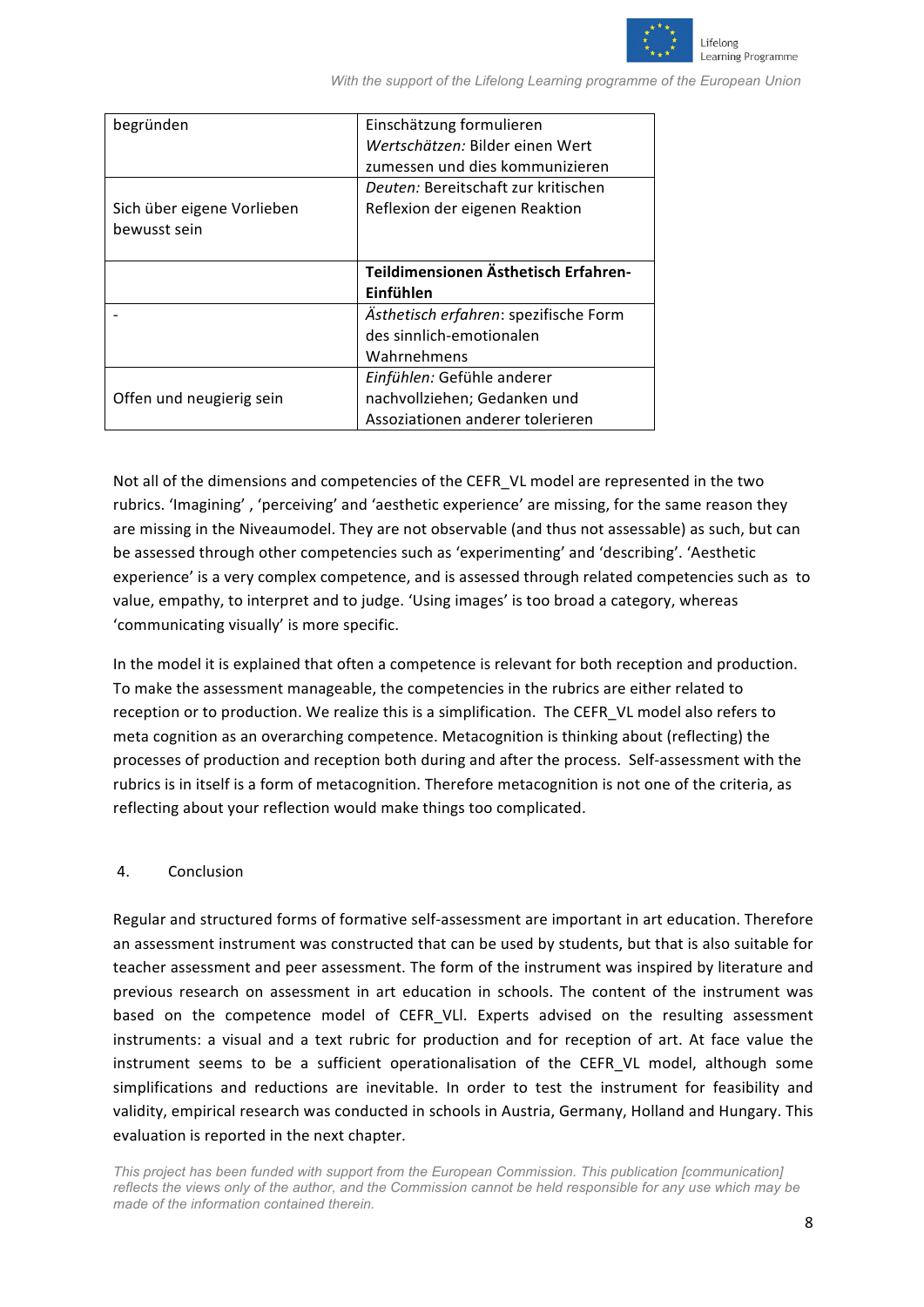| begründen | Einschätzung formulieren *Wertschätzen:* Bilder einen Wert zumessen und dies kommunizieren |
|---|---|
| Sich über eigene Vorlieben bewusst sein | *Deuten:* Bereitschaft zur kritischen Reflexion der eigenen Reaktion |
| | **Teildimensionen Ästhetisch Erfahren-Einfühlen** |
| - | *Ästhetisch erfahren*: spezifische Form des sinnlich-emotionalen Wahrnehmens |
| Offen und neugierig sein | *Einfühlen:* Gefühle anderer nachvollziehen; Gedanken und Assoziationen anderer tolerieren |

Not all of the dimensions and competencies of the CEFR_VL model are represented in the two rubrics. 'Imagining' , 'perceiving' and 'aesthetic experience' are missing, for the same reason they are missing in the Niveaumodel. They are not observable (and thus not assessable) as such, but can be assessed through other competencies such as 'experimenting' and 'describing'. 'Aesthetic experience' is a very complex competence, and is assessed through related competencies such as to value, empathy, to interpret and to judge. 'Using images' is too broad a category, whereas 'communicating visually' is more specific.

In the model it is explained that often a competence is relevant for both reception and production. To make the assessment manageable, the competencies in the rubrics are either related to reception or to production. We realize this is a simplification. The CEFR_VL model also refers to meta cognition as an overarching competence. Metacognition is thinking about (reflecting) the processes of production and reception both during and after the process. Self-assessment with the rubrics is in itself is a form of metacognition. Therefore metacognition is not one of the criteria, as reflecting about your reflection would make things too complicated.

## 4. Conclusion

Regular and structured forms of formative self-assessment are important in art education. Therefore an assessment instrument was constructed that can be used by students, but that is also suitable for teacher assessment and peer assessment. The form of the instrument was inspired by literature and previous research on assessment in art education in schools. The content of the instrument was based on the competence model of CEFR_VLl. Experts advised on the resulting assessment instruments: a visual and a text rubric for production and for reception of art. At face value the instrument seems to be a sufficient operationalisation of the CEFR_VL model, although some simplifications and reductions are inevitable. In order to test the instrument for feasibility and validity, empirical research was conducted in schools in Austria, Germany, Holland and Hungary. This evaluation is reported in the next chapter.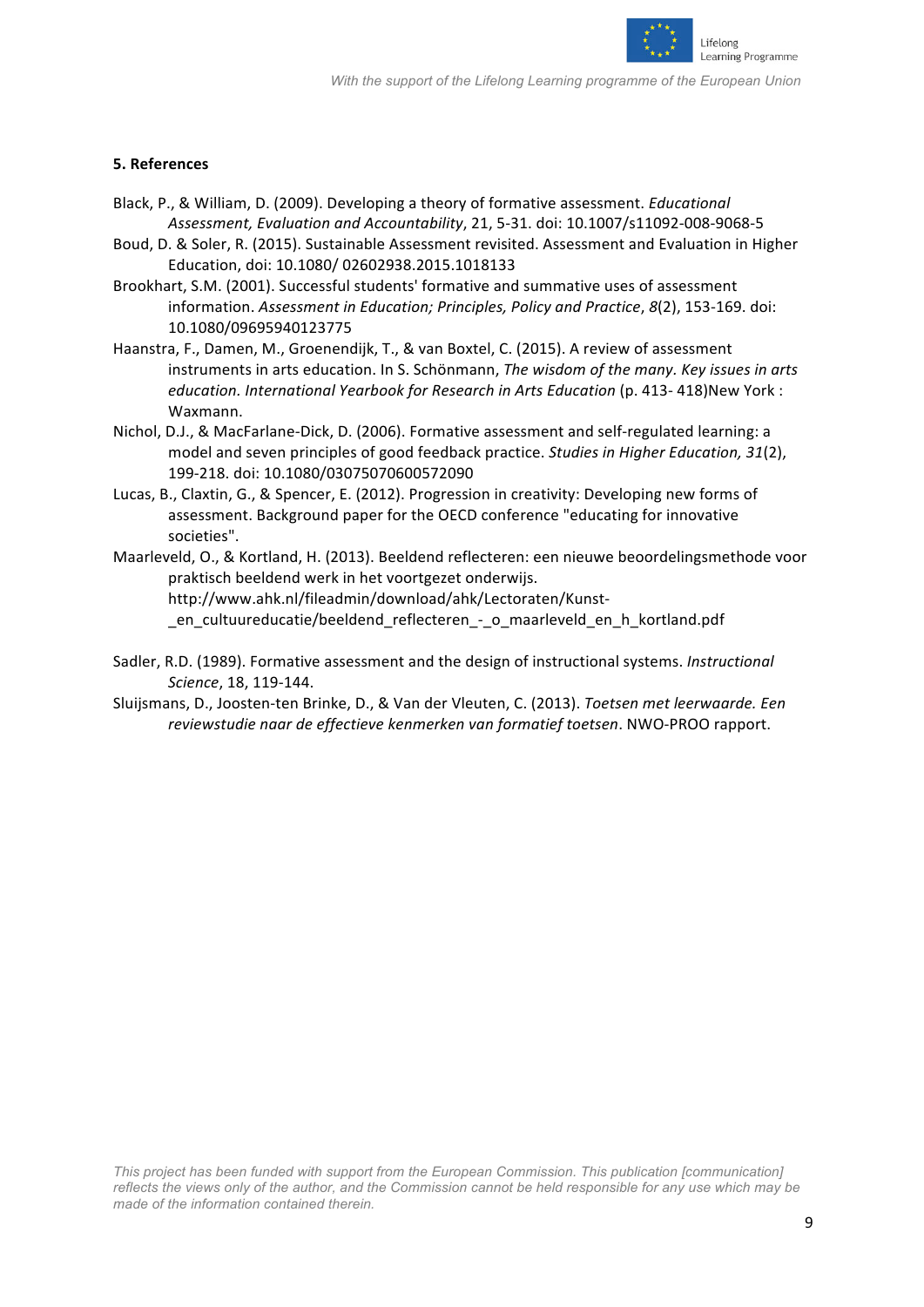### 5. References

Black, P., & William, D. (2009). Developing a theory of formative assessment. *Educational Assessment, Evaluation and Accountability*, 21, 5-31. doi: 10.1007/s11092-008-9068-5

Boud, D. & Soler, R. (2015). Sustainable Assessment revisited. Assessment and Evaluation in Higher Education, doi: 10.1080/ 02602938.2015.1018133

Brookhart, S.M. (2001). Successful students' formative and summative uses of assessment information. *Assessment in Education; Principles, Policy and Practice*, *8*(2), 153-169. doi: 10.1080/09695940123775

Haanstra, F., Damen, M., Groenendijk, T., & van Boxtel, C. (2015). A review of assessment instruments in arts education. In S. Schönmann, *The wisdom of the many. Key issues in arts education. International Yearbook for Research in Arts Education* (p. 413- 418)New York : Waxmann.

Nichol, D.J., & MacFarlane-Dick, D. (2006). Formative assessment and self-regulated learning: a model and seven principles of good feedback practice. *Studies in Higher Education, 31*(2), 199-218. doi: 10.1080/03075070600572090

Lucas, B., Claxtin, G., & Spencer, E. (2012). Progression in creativity: Developing new forms of assessment. Background paper for the OECD conference "educating for innovative societies".

Maarleveld, O., & Kortland, H. (2013). Beeldend reflecteren: een nieuwe beoordelingsmethode voor praktisch beeldend werk in het voortgezet onderwijs. http://www.ahk.nl/fileadmin/download/ahk/Lectoraten/Kunst-_en_cultuureducatie/beeldend_reflecteren_-_o_maarleveld_en_h_kortland.pdf

Sadler, R.D. (1989). Formative assessment and the design of instructional systems. *Instructional Science*, 18, 119-144.

Sluijsmans, D., Joosten-ten Brinke, D., & Van der Vleuten, C. (2013). *Toetsen met leerwaarde. Een reviewstudie naar de effectieve kenmerken van formatief toetsen*. NWO-PROO rapport.

This project has been funded with support from the European Commission. This publication [communication] reflects the views only of the author, and the Commission cannot be held responsible for any use which may be made of the information contained therein.